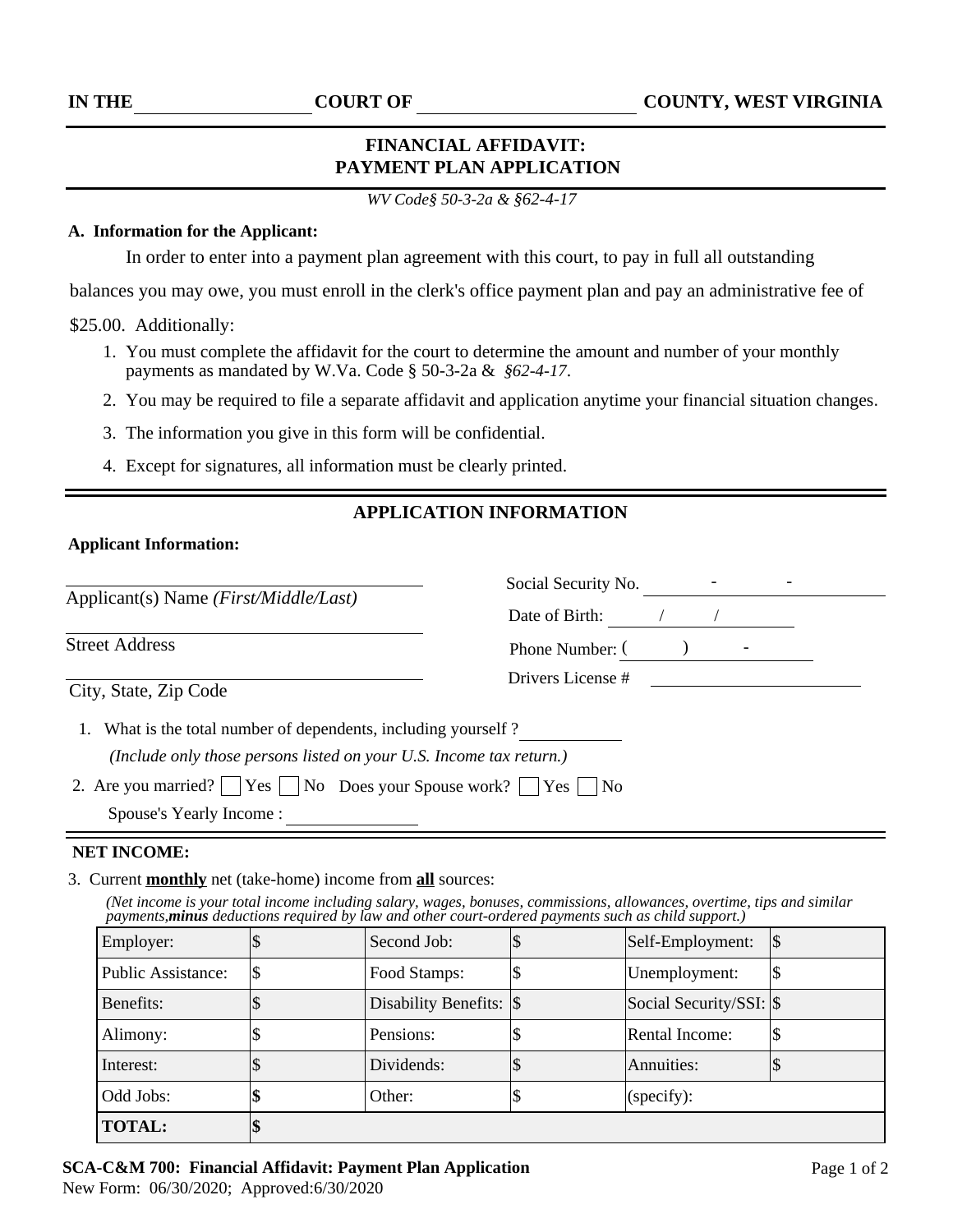IN THE ____________________ COURT OF ________________________ COUNTY, WEST VIRGINIA

# FINANCIAL AFFIDAVIT:
# PAYMENT PLAN APPLICATION

*WV Code§ 50-3-2a & §62-4-17*

**A. Information for the Applicant:**

In order to enter into a payment plan agreement with this court, to pay in full all outstanding balances you may owe, you must enroll in the clerk's office payment plan and pay an administrative fee of $25.00. Additionally:

1. You must complete the affidavit for the court to determine the amount and number of your monthly payments as mandated by W.Va. Code § 50-3-2a & *§62-4-17*.
2. You may be required to file a separate affidavit and application anytime your financial situation changes.
3. The information you give in this form will be confidential.
4. Except for signatures, all information must be clearly printed.

## APPLICATION INFORMATION

**Applicant Information:**

______________________________
Applicant(s) Name *(First/Middle/Last)*

______________________________
Street Address

______________________________
City, State, Zip Code

Social Security No. ________ - ________ - ________

Date of Birth: ____ / ____ / ________

Phone Number: ( ______ ) ______ - ________

Drivers License # ________________________

1. What is the total number of dependents, including yourself ? ____________
   *(Include only those persons listed on your U.S. Income tax return.)*
2. Are you married? ☐ Yes ☐ No Does your Spouse work? ☐ Yes ☐ No
   Spouse's Yearly Income : ______________

**NET INCOME:**

3. Current **monthly** net (take-home) income from **all** sources:
   *(Net income is your total income including salary, wages, bonuses, commissions, allowances, overtime, tips and similar payments,* ***minus*** *deductions required by law and other court-ordered payments such as child support.)*

| | | | | | |
|---|---|---|---|---|---|
| Employer: | $ | Second Job: | $ | Self-Employment: | $ |
| Public Assistance: | $ | Food Stamps: | $ | Unemployment: | $ |
| Benefits: | $ | Disability Benefits: | $ | Social Security/SSI: | $ |
| Alimony: | $ | Pensions: | $ | Rental Income: | $ |
| Interest: | $ | Dividends: | $ | Annuities: | $ |
| Odd Jobs: | **$** | Other: | $ | (specify): | |
| **TOTAL:** | **$** | | | | |

**SCA-C&M 700: Financial Affidavit: Payment Plan Application**
New Form: 06/30/2020; Approved:6/30/2020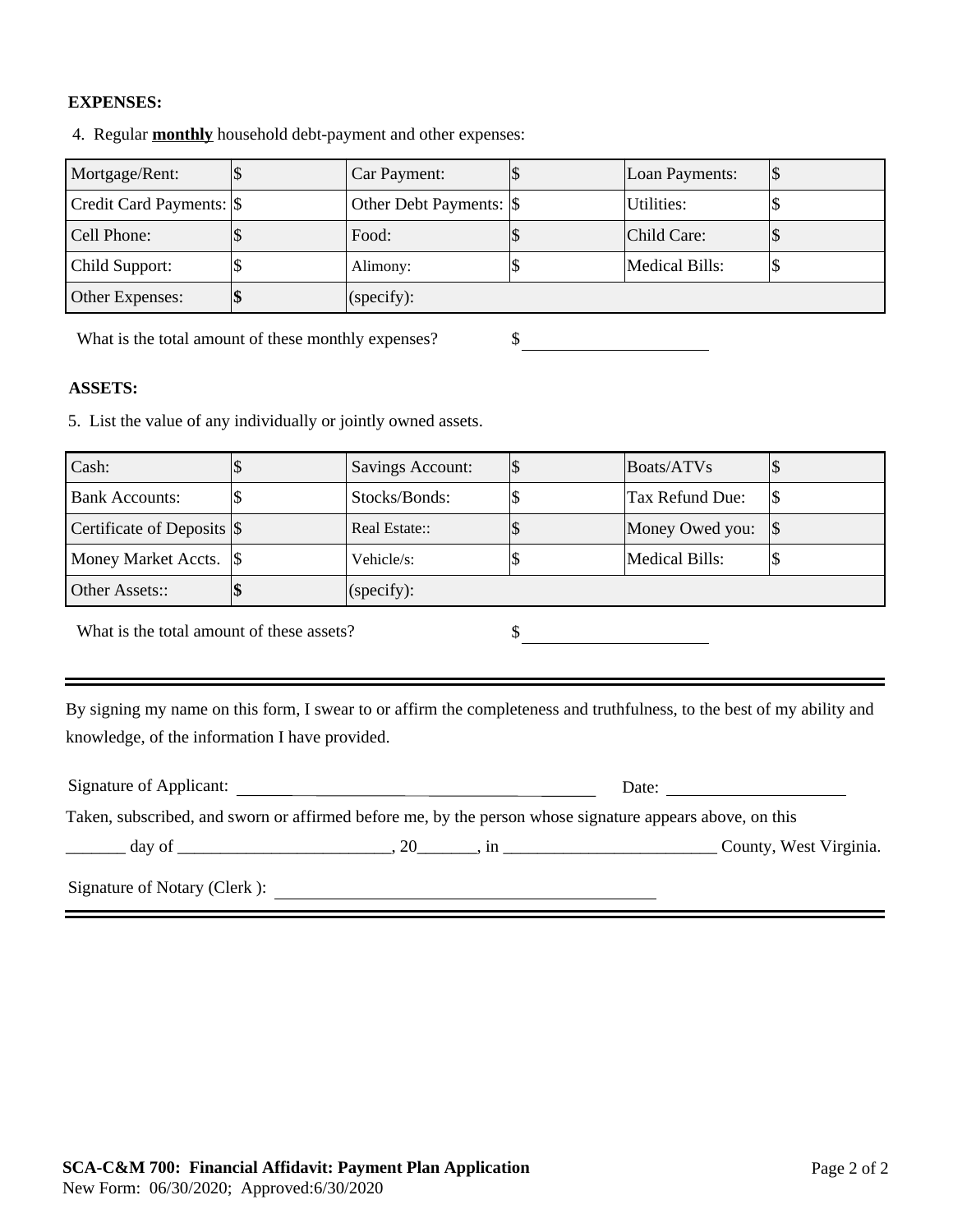**EXPENSES:**

4. Regular **monthly** household debt-payment and other expenses:

| | | | | | |
|---|---|---|---|---|---|
| Mortgage/Rent: | $ | Car Payment: | $ | Loan Payments: | $ |
| Credit Card Payments: | $ | Other Debt Payments: | $ | Utilities: | $ |
| Cell Phone: | $ | Food: | $ | Child Care: | $ |
| Child Support: | $ | Alimony: | $ | Medical Bills: | $ |
| Other Expenses: | **$** | (specify): | | | |

What is the total amount of these monthly expenses? $ ____________________

**ASSETS:**

5. List the value of any individually or jointly owned assets.

| | | | | | |
|---|---|---|---|---|---|
| Cash: | $ | Savings Account: | $ | Boats/ATVs | $ |
| Bank Accounts: | $ | Stocks/Bonds: | $ | Tax Refund Due: | $ |
| Certificate of Deposits | $ | Real Estate:: | $ | Money Owed you: | $ |
| Money Market Accts. | $ | Vehicle/s: | $ | Medical Bills: | $ |
| Other Assets:: | **$** | (specify): | | | |

What is the total amount of these assets? $ ____________________

---

By signing my name on this form, I swear to or affirm the completeness and truthfulness, to the best of my ability and knowledge, of the information I have provided.

Signature of Applicant: ________________________________________ Date: ____________________

Taken, subscribed, and sworn or affirmed before me, by the person whose signature appears above, on this _______ day of _________________________, 20_______, in _________________________ County, West Virginia.

Signature of Notary (Clerk ): ________________________________________

---

**SCA-C&M 700: Financial Affidavit: Payment Plan Application**
New Form: 06/30/2020; Approved:6/30/2020